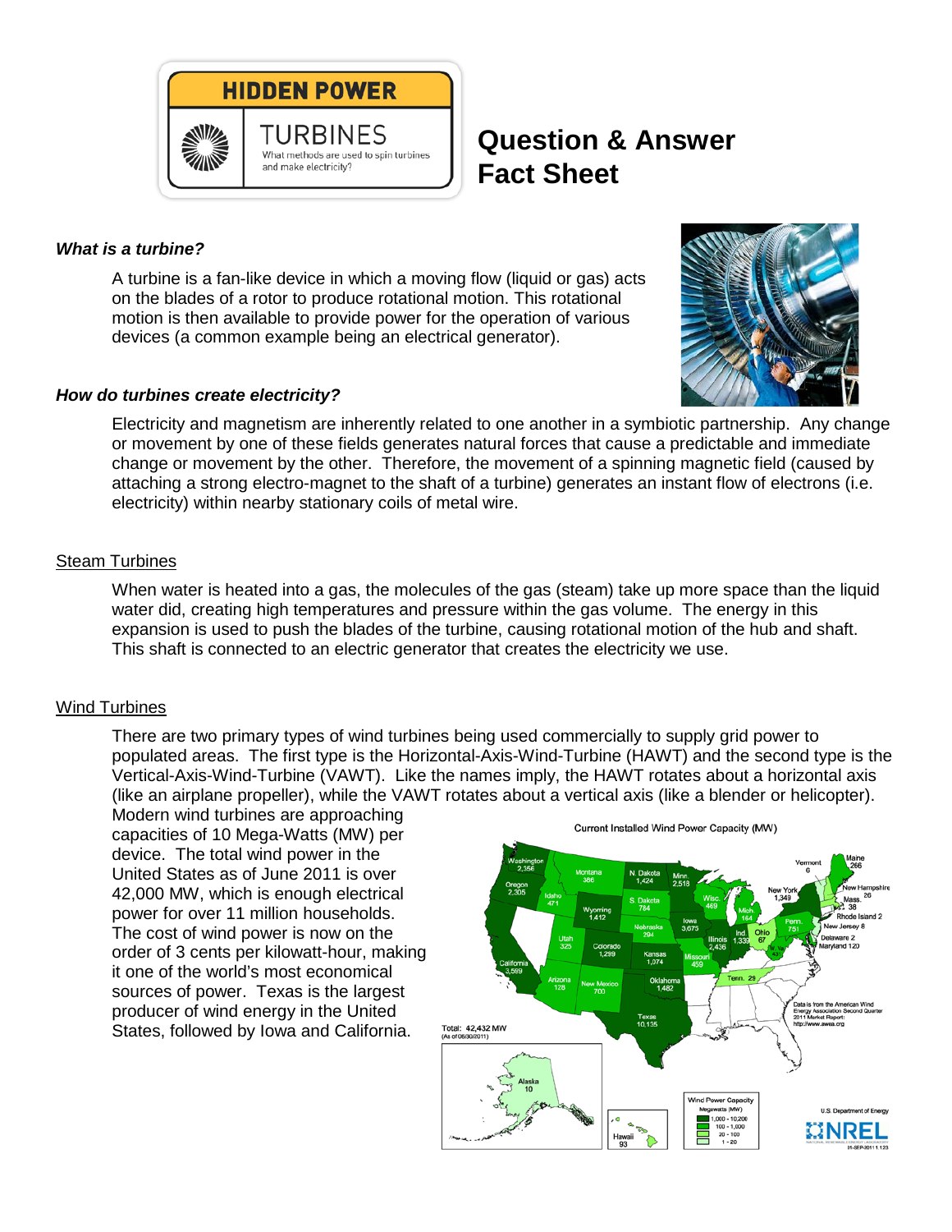**HIDDEN POWER**

**TURBINES**

What methods are used to spin turbines and make electricity?

# Question & Answer Fact Sheet

### *What is a turbine?*

A turbine is a fan-like device in which a moving flow (liquid or gas) acts on the blades of a rotor to produce rotational motion. This rotational motion is then available to provide power for the operation of various devices (a common example being an electrical generator).

### *How do turbines create electricity?*

Electricity and magnetism are inherently related to one another in a symbiotic partnership. Any change or movement by one of these fields generates natural forces that cause a predictable and immediate change or movement by the other. Therefore, the movement of a spinning magnetic field (caused by attaching a strong electro-magnet to the shaft of a turbine) generates an instant flow of electrons (i.e. electricity) within nearby stationary coils of metal wire.

## Steam Turbines

When water is heated into a gas, the molecules of the gas (steam) take up more space than the liquid water did, creating high temperatures and pressure within the gas volume. The energy in this expansion is used to push the blades of the turbine, causing rotational motion of the hub and shaft. This shaft is connected to an electric generator that creates the electricity we use.

## Wind Turbines

There are two primary types of wind turbines being used commercially to supply grid power to populated areas. The first type is the Horizontal-Axis-Wind-Turbine (HAWT) and the second type is the Vertical-Axis-Wind-Turbine (VAWT). Like the names imply, the HAWT rotates about a horizontal axis (like an airplane propeller), while the VAWT rotates about a vertical axis (like a blender or helicopter). Modern wind turbines are approaching capacities of 10 Mega-Watts (MW) per device. The total wind power in the United States as of June 2011 is over 42,000 MW, which is enough electrical power for over 11 million households. The cost of wind power is now on the order of 3 cents per kilowatt-hour, making it one of the world's most economical sources of power. Texas is the largest producer of wind energy in the United States, followed by Iowa and California.

Current Installed Wind Power Capacity (MW)

Total: 42,432 MW (As of 06/30/2011)

Data is from the American Wind Energy Association Second Quarter 2011 Market Report: http://www.awea.org

U.S. Department of Energy NREL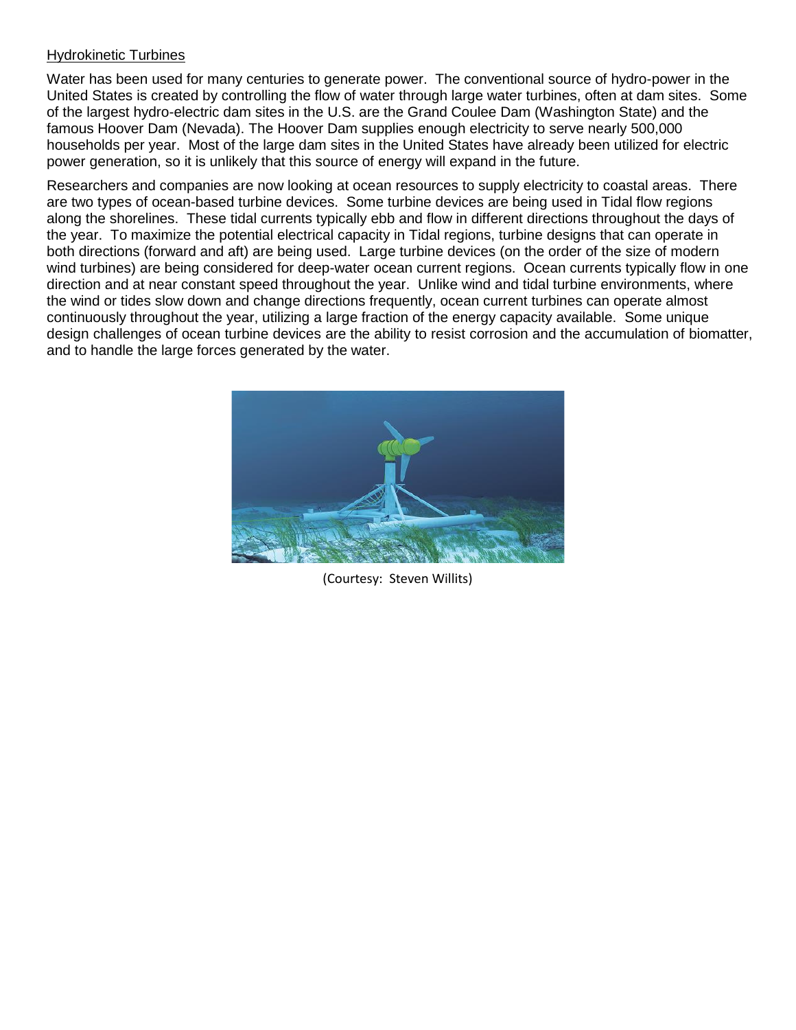<u>Hydrokinetic Turbines</u>

Water has been used for many centuries to generate power. The conventional source of hydro-power in the United States is created by controlling the flow of water through large water turbines, often at dam sites. Some of the largest hydro-electric dam sites in the U.S. are the Grand Coulee Dam (Washington State) and the famous Hoover Dam (Nevada). The Hoover Dam supplies enough electricity to serve nearly 500,000 households per year. Most of the large dam sites in the United States have already been utilized for electric power generation, so it is unlikely that this source of energy will expand in the future.

Researchers and companies are now looking at ocean resources to supply electricity to coastal areas. There are two types of ocean-based turbine devices. Some turbine devices are being used in Tidal flow regions along the shorelines. These tidal currents typically ebb and flow in different directions throughout the days of the year. To maximize the potential electrical capacity in Tidal regions, turbine designs that can operate in both directions (forward and aft) are being used. Large turbine devices (on the order of the size of modern wind turbines) are being considered for deep-water ocean current regions. Ocean currents typically flow in one direction and at near constant speed throughout the year. Unlike wind and tidal turbine environments, where the wind or tides slow down and change directions frequently, ocean current turbines can operate almost continuously throughout the year, utilizing a large fraction of the energy capacity available. Some unique design challenges of ocean turbine devices are the ability to resist corrosion and the accumulation of biomatter, and to handle the large forces generated by the water.

(Courtesy: Steven Willits)